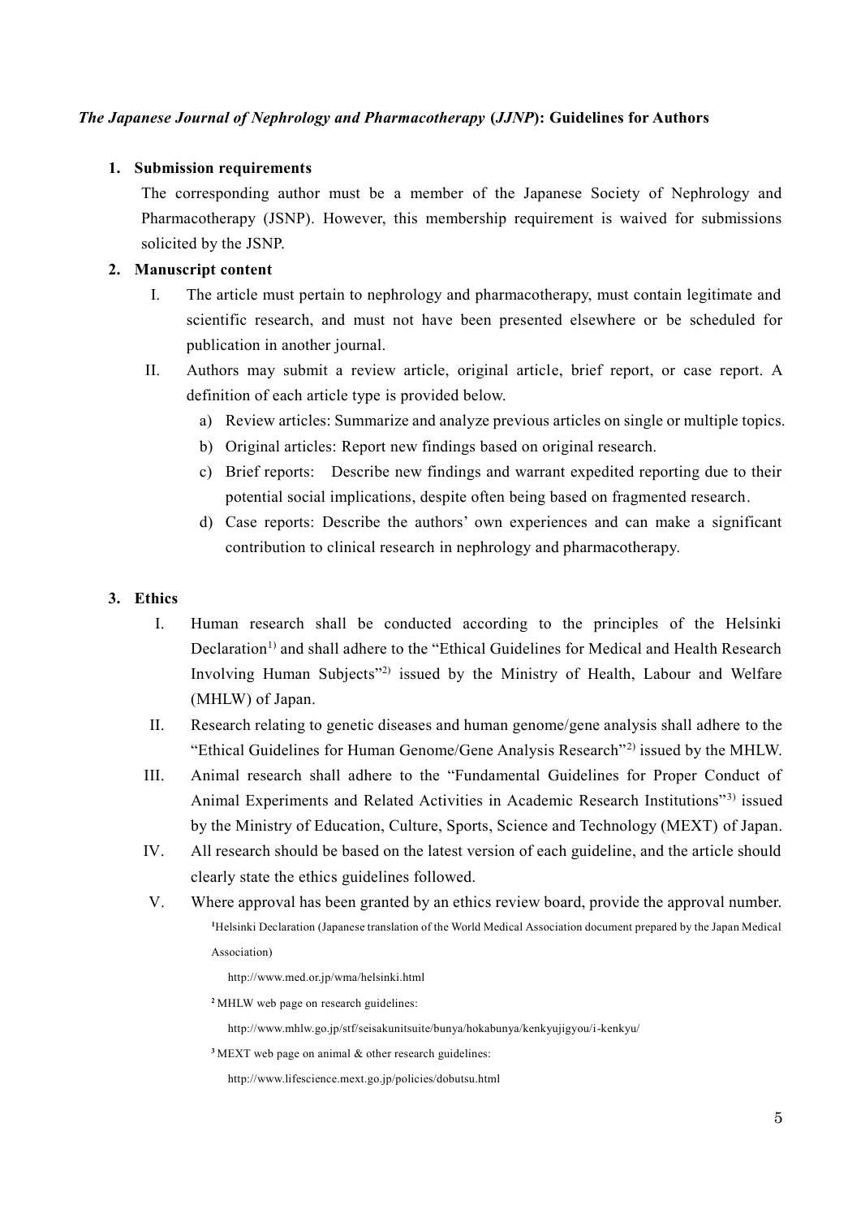# *The Japanese Journal of Nephrology and Pharmacotherapy* (*JJNP*): Guidelines for Authors

## 1. Submission requirements

The corresponding author must be a member of the Japanese Society of Nephrology and Pharmacotherapy (JSNP). However, this membership requirement is waived for submissions solicited by the JSNP.

## 2. Manuscript content

I. The article must pertain to nephrology and pharmacotherapy, must contain legitimate and scientific research, and must not have been presented elsewhere or be scheduled for publication in another journal.

II. Authors may submit a review article, original article, brief report, or case report. A definition of each article type is provided below.

a) Review articles: Summarize and analyze previous articles on single or multiple topics.

b) Original articles: Report new findings based on original research.

c) Brief reports: Describe new findings and warrant expedited reporting due to their potential social implications, despite often being based on fragmented research.

d) Case reports: Describe the authors' own experiences and can make a significant contribution to clinical research in nephrology and pharmacotherapy.

## 3. Ethics

I. Human research shall be conducted according to the principles of the Helsinki Declaration[1)] and shall adhere to the "Ethical Guidelines for Medical and Health Research Involving Human Subjects"[2)] issued by the Ministry of Health, Labour and Welfare (MHLW) of Japan.

II. Research relating to genetic diseases and human genome/gene analysis shall adhere to the "Ethical Guidelines for Human Genome/Gene Analysis Research"[2)] issued by the MHLW.

III. Animal research shall adhere to the "Fundamental Guidelines for Proper Conduct of Animal Experiments and Related Activities in Academic Research Institutions"[3)] issued by the Ministry of Education, Culture, Sports, Science and Technology (MEXT) of Japan.

IV. All research should be based on the latest version of each guideline, and the article should clearly state the ethics guidelines followed.

V. Where approval has been granted by an ethics review board, provide the approval number.

[1] Helsinki Declaration (Japanese translation of the World Medical Association document prepared by the Japan Medical Association)

http://www.med.or.jp/wma/helsinki.html

[2] MHLW web page on research guidelines:

http://www.mhlw.go.jp/stf/seisakunitsuite/bunya/hokabunya/kenkyujigyou/i-kenkyu/

[3] MEXT web page on animal & other research guidelines:

http://www.lifescience.mext.go.jp/policies/dobutsu.html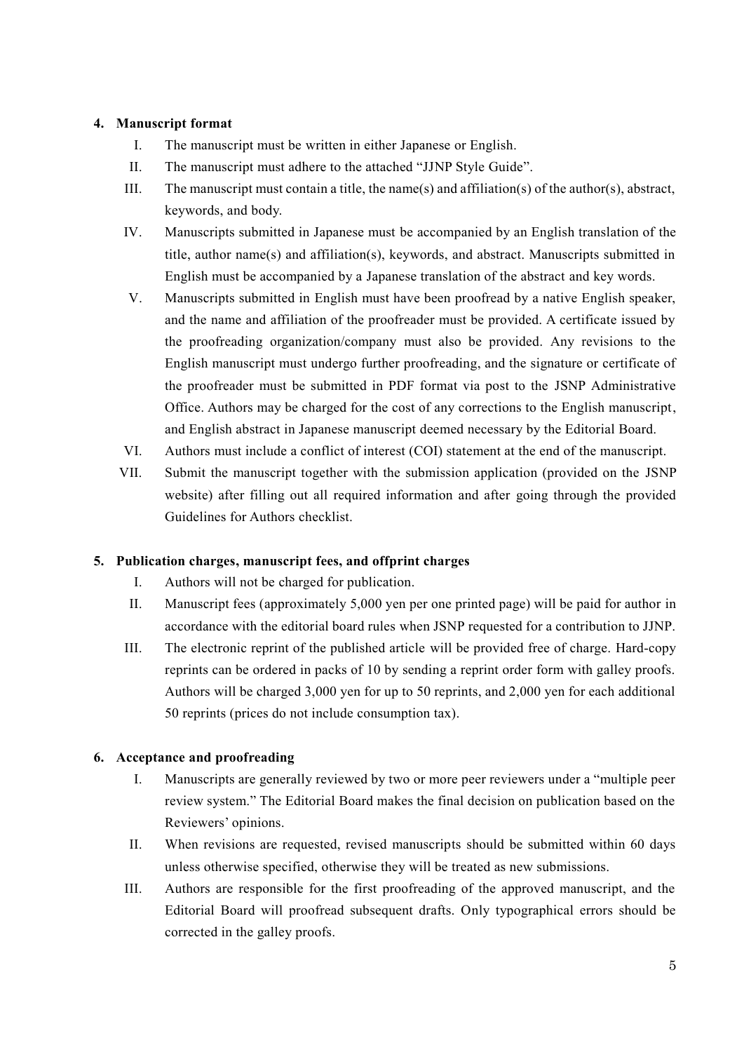### 4. Manuscript format

I. The manuscript must be written in either Japanese or English.

II. The manuscript must adhere to the attached "JJNP Style Guide".

III. The manuscript must contain a title, the name(s) and affiliation(s) of the author(s), abstract, keywords, and body.

IV. Manuscripts submitted in Japanese must be accompanied by an English translation of the title, author name(s) and affiliation(s), keywords, and abstract. Manuscripts submitted in English must be accompanied by a Japanese translation of the abstract and key words.

V. Manuscripts submitted in English must have been proofread by a native English speaker, and the name and affiliation of the proofreader must be provided. A certificate issued by the proofreading organization/company must also be provided. Any revisions to the English manuscript must undergo further proofreading, and the signature or certificate of the proofreader must be submitted in PDF format via post to the JSNP Administrative Office. Authors may be charged for the cost of any corrections to the English manuscript, and English abstract in Japanese manuscript deemed necessary by the Editorial Board.

VI. Authors must include a conflict of interest (COI) statement at the end of the manuscript.

VII. Submit the manuscript together with the submission application (provided on the JSNP website) after filling out all required information and after going through the provided Guidelines for Authors checklist.

### 5. Publication charges, manuscript fees, and offprint charges

I. Authors will not be charged for publication.

II. Manuscript fees (approximately 5,000 yen per one printed page) will be paid for author in accordance with the editorial board rules when JSNP requested for a contribution to JJNP.

III. The electronic reprint of the published article will be provided free of charge. Hard-copy reprints can be ordered in packs of 10 by sending a reprint order form with galley proofs. Authors will be charged 3,000 yen for up to 50 reprints, and 2,000 yen for each additional 50 reprints (prices do not include consumption tax).

### 6. Acceptance and proofreading

I. Manuscripts are generally reviewed by two or more peer reviewers under a "multiple peer review system." The Editorial Board makes the final decision on publication based on the Reviewers' opinions.

II. When revisions are requested, revised manuscripts should be submitted within 60 days unless otherwise specified, otherwise they will be treated as new submissions.

III. Authors are responsible for the first proofreading of the approved manuscript, and the Editorial Board will proofread subsequent drafts. Only typographical errors should be corrected in the galley proofs.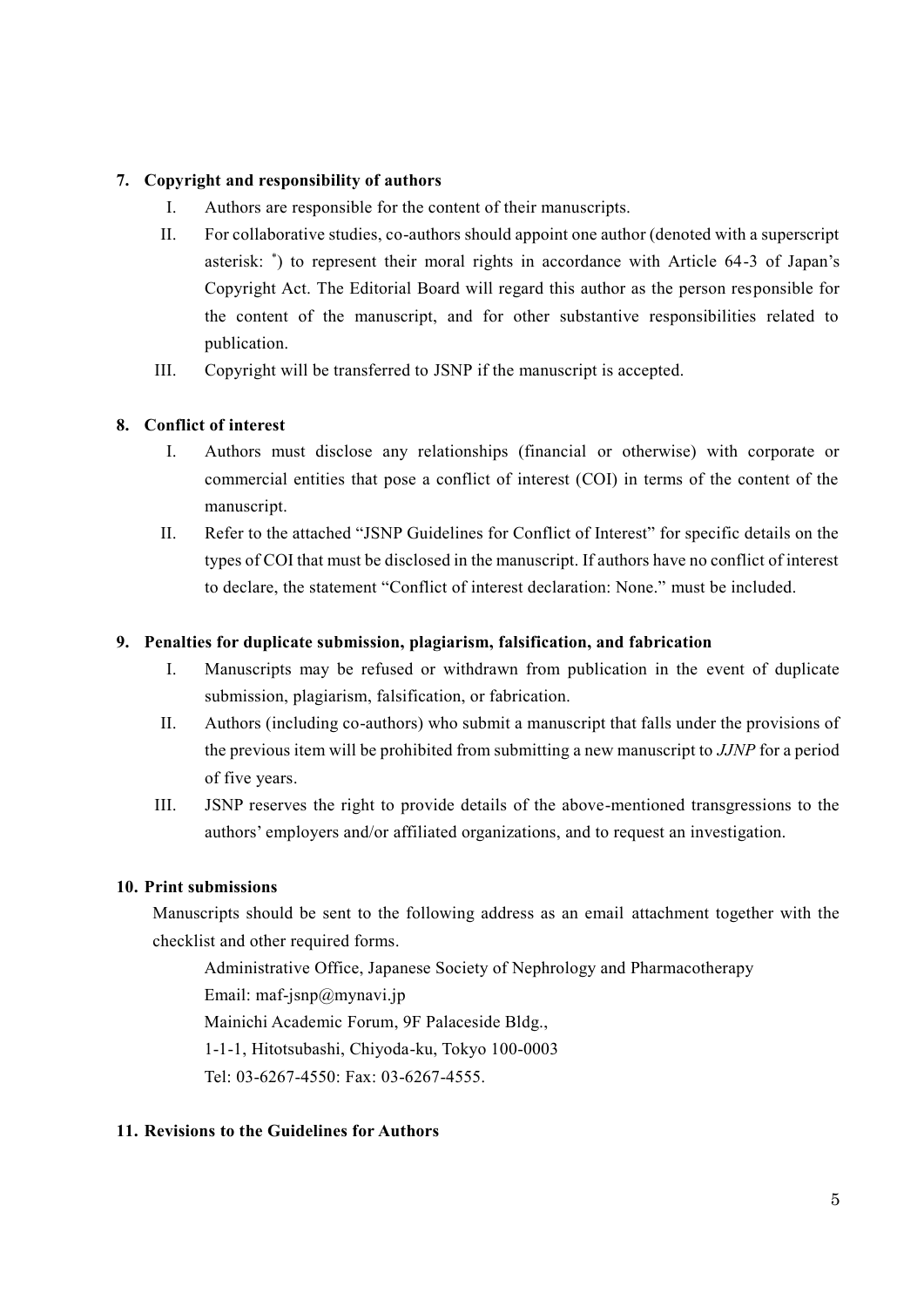## 7. Copyright and responsibility of authors

I. Authors are responsible for the content of their manuscripts.

II. For collaborative studies, co-authors should appoint one author (denoted with a superscript asterisk: $^{*}$) to represent their moral rights in accordance with Article 64-3 of Japan's Copyright Act. The Editorial Board will regard this author as the person responsible for the content of the manuscript, and for other substantive responsibilities related to publication.

III. Copyright will be transferred to JSNP if the manuscript is accepted.

## 8. Conflict of interest

I. Authors must disclose any relationships (financial or otherwise) with corporate or commercial entities that pose a conflict of interest (COI) in terms of the content of the manuscript.

II. Refer to the attached "JSNP Guidelines for Conflict of Interest" for specific details on the types of COI that must be disclosed in the manuscript. If authors have no conflict of interest to declare, the statement "Conflict of interest declaration: None." must be included.

## 9. Penalties for duplicate submission, plagiarism, falsification, and fabrication

I. Manuscripts may be refused or withdrawn from publication in the event of duplicate submission, plagiarism, falsification, or fabrication.

II. Authors (including co-authors) who submit a manuscript that falls under the provisions of the previous item will be prohibited from submitting a new manuscript to *JJNP* for a period of five years.

III. JSNP reserves the right to provide details of the above-mentioned transgressions to the authors' employers and/or affiliated organizations, and to request an investigation.

## 10. Print submissions

Manuscripts should be sent to the following address as an email attachment together with the checklist and other required forms.

Administrative Office, Japanese Society of Nephrology and Pharmacotherapy
Email: maf-jsnp@mynavi.jp
Mainichi Academic Forum, 9F Palaceside Bldg.,
1-1-1, Hitotsubashi, Chiyoda-ku, Tokyo 100-0003
Tel: 03-6267-4550: Fax: 03-6267-4555.

## 11. Revisions to the Guidelines for Authors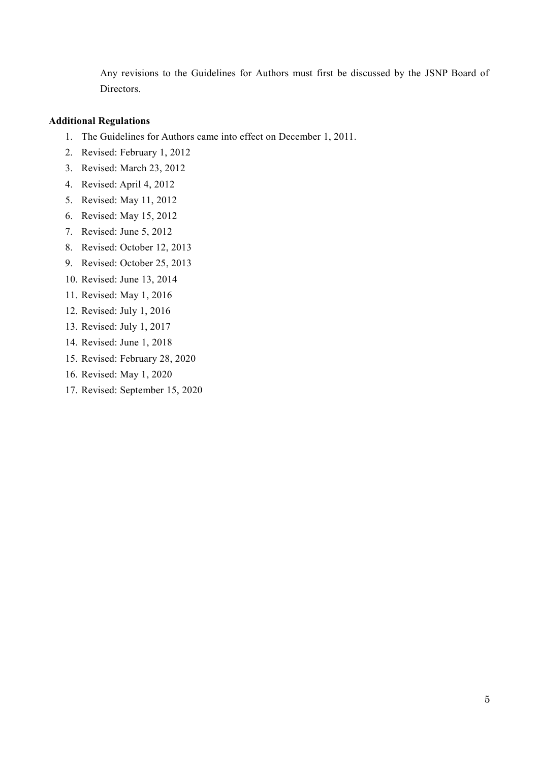Any revisions to the Guidelines for Authors must first be discussed by the JSNP Board of Directors.

**Additional Regulations**

1. The Guidelines for Authors came into effect on December 1, 2011.
2. Revised: February 1, 2012
3. Revised: March 23, 2012
4. Revised: April 4, 2012
5. Revised: May 11, 2012
6. Revised: May 15, 2012
7. Revised: June 5, 2012
8. Revised: October 12, 2013
9. Revised: October 25, 2013
10. Revised: June 13, 2014
11. Revised: May 1, 2016
12. Revised: July 1, 2016
13. Revised: July 1, 2017
14. Revised: June 1, 2018
15. Revised: February 28, 2020
16. Revised: May 1, 2020
17. Revised: September 15, 2020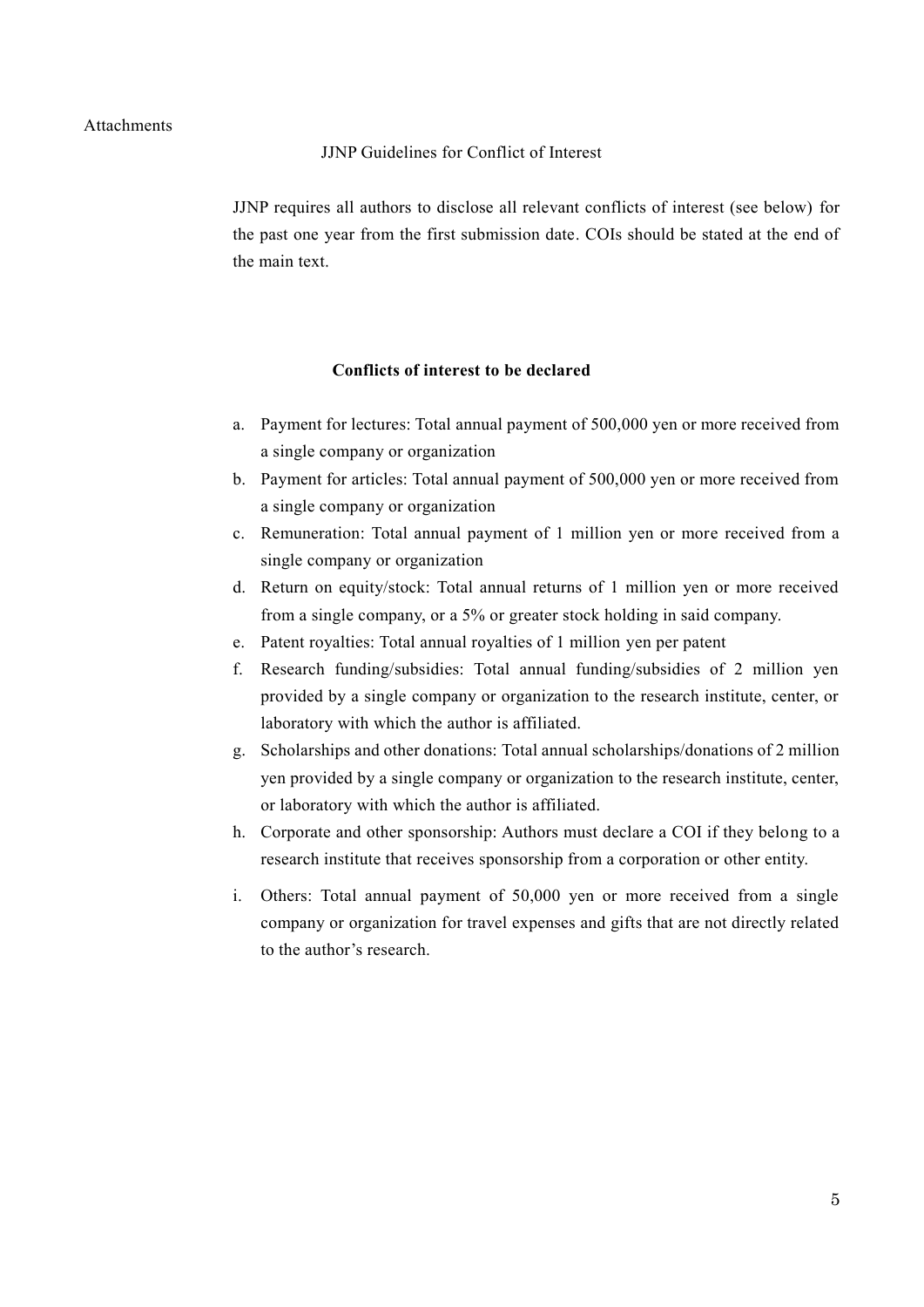Attachments

## JJNP Guidelines for Conflict of Interest

JJNP requires all authors to disclose all relevant conflicts of interest (see below) for the past one year from the first submission date. COIs should be stated at the end of the main text.

### Conflicts of interest to be declared

a. Payment for lectures: Total annual payment of 500,000 yen or more received from a single company or organization
b. Payment for articles: Total annual payment of 500,000 yen or more received from a single company or organization
c. Remuneration: Total annual payment of 1 million yen or more received from a single company or organization
d. Return on equity/stock: Total annual returns of 1 million yen or more received from a single company, or a 5% or greater stock holding in said company.
e. Patent royalties: Total annual royalties of 1 million yen per patent
f. Research funding/subsidies: Total annual funding/subsidies of 2 million yen provided by a single company or organization to the research institute, center, or laboratory with which the author is affiliated.
g. Scholarships and other donations: Total annual scholarships/donations of 2 million yen provided by a single company or organization to the research institute, center, or laboratory with which the author is affiliated.
h. Corporate and other sponsorship: Authors must declare a COI if they belong to a research institute that receives sponsorship from a corporation or other entity.
i. Others: Total annual payment of 50,000 yen or more received from a single company or organization for travel expenses and gifts that are not directly related to the author's research.